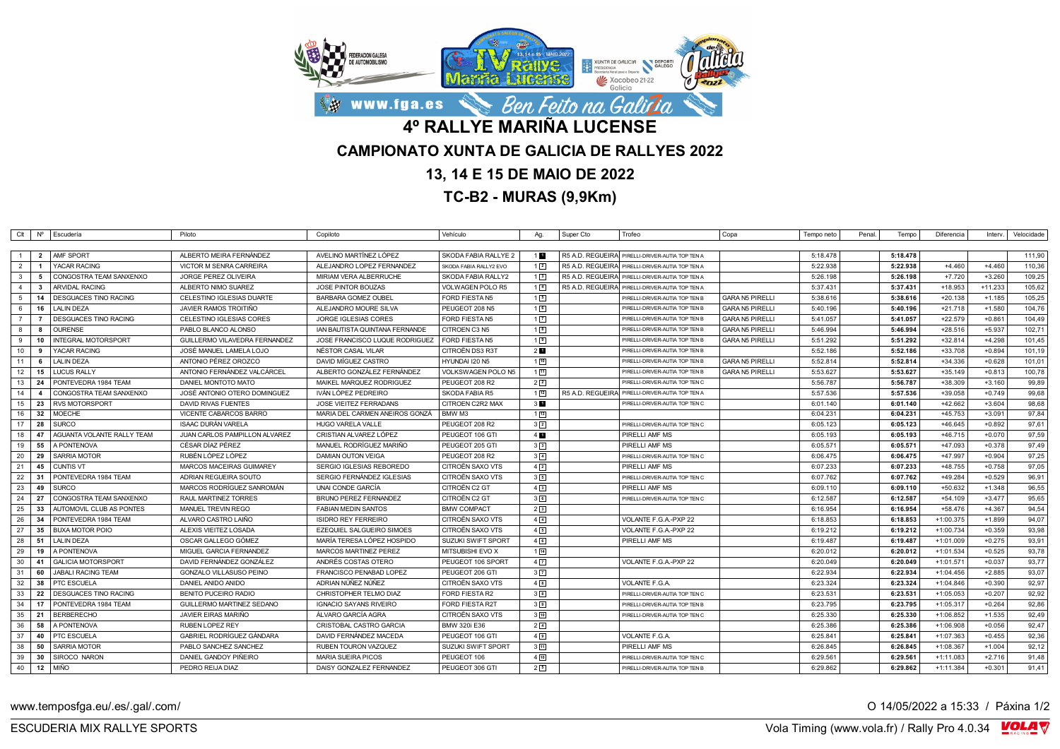# 4º RALLYE MARIÑA LUCENSE

## CAMPIONATO XUNTA DE GALICIA DE RALLYES 2022

## 13, 14 E 15 DE MAIO DE 2022

## TC-B2 - MURAS (9,9Km)

| Clt | Nº | Escudería | Piloto | Copiloto | Vehículo | Ag. | Super Cto | Trofeo | Copa | Tempo neto | Penal. | Tempo | Diferencia | Interv. | Velocidade |
|---|---|---|---|---|---|---|---|---|---|---|---|---|---|---|---|
| 1 | 2 | AMF SPORT | ALBERTO MEIRA FERNÁNDEZ | AVELINO MARTÍNEZ LÓPEZ | SKODA FABIA RALLYE 2 | 1 1 | R5 A.D. REGUEIRA | PIRELLI-DRIVER-AUTIA TOP TEN A | | 5:18.478 | | **5:18.478** | | | 111,90 |
| 2 | 1 | YACAR RACING | VICTOR M SENRA CARREIRA | ALEJANDRO LOPEZ FERNANDEZ | SKODA FABIA RALLY2 EVO | 1 2 | R5 A.D. REGUEIRA | PIRELLI-DRIVER-AUTIA TOP TEN A | | 5:22.938 | | **5:22.938** | +4.460 | +4.460 | 110,36 |
| 3 | 5 | CONGOSTRA TEAM SANXENXO | JORGE PEREZ OLIVEIRA | MIRIAM VERA ALBERRUCHE | SKODA FABIA RALLY2 | 1 3 | R5 A.D. REGUEIRA | PIRELLI-DRIVER-AUTIA TOP TEN A | | 5:26.198 | | **5:26.198** | +7.720 | +3.260 | 109,25 |
| 4 | 3 | ARVIDAL RACING | ALBERTO NIMO SUAREZ | JOSE PINTOR BOUZAS | VOLWAGEN POLO R5 | 1 4 | R5 A.D. REGUEIRA | PIRELLI-DRIVER-AUTIA TOP TEN A | | 5:37.431 | | **5:37.431** | +18.953 | +11.233 | 105,62 |
| 5 | 14 | DESGUACES TINO RACING | CELESTINO IGLESIAS DUARTE | BARBARA GOMEZ OUBEL | FORD FIESTA N5 | 1 5 | | PIRELLI-DRIVER-AUTIA TOP TEN B | GARA N5 PIRELLI | 5:38.616 | | **5:38.616** | +20.138 | +1.185 | 105,25 |
| 6 | 16 | LALIN DEZA | JAVIER RAMOS TROITIÑO | ALEJANDRO MOURE SILVA | PEUGEOT 208 N5 | 1 6 | | PIRELLI-DRIVER-AUTIA TOP TEN B | GARA N5 PIRELLI | 5:40.196 | | **5:40.196** | +21.718 | +1.580 | 104,76 |
| 7 | 7 | DESGUACES TINO RACING | CELESTINO IGLESIAS CORES | JORGE IGLESIAS CORES | FORD FIESTA N5 | 1 7 | | PIRELLI-DRIVER-AUTIA TOP TEN B | GARA N5 PIRELLI | 5:41.057 | | **5:41.057** | +22.579 | +0.861 | 104,49 |
| 8 | 8 | OURENSE | PABLO BLANCO ALONSO | IAN BAUTISTA QUINTANA FERNANDE | CITROEN C3 N5 | 1 8 | | PIRELLI-DRIVER-AUTIA TOP TEN B | GARA N5 PIRELLI | 5:46.994 | | **5:46.994** | +28.516 | +5.937 | 102,71 |
| 9 | 10 | INTEGRAL MOTORSPORT | GUILLERMO VILAVEDRA FERNANDEZ | JOSE FRANCISCO LUQUE RODRIGUEZ | FORD FIESTA N5 | 1 9 | | PIRELLI-DRIVER-AUTIA TOP TEN B | GARA N5 PIRELLI | 5:51.292 | | **5:51.292** | +32.814 | +4.298 | 101,45 |
| 10 | 9 | YACAR RACING | JOSÉ MANUEL LAMELA LOJO | NÉSTOR CASAL VILAR | CITROËN DS3 R3T | 2 1 | | PIRELLI-DRIVER-AUTIA TOP TEN B | | 5:52.186 | | **5:52.186** | +33.708 | +0.894 | 101,19 |
| 11 | 6 | LALIN DEZA | ANTONIO PÉREZ OROZCO | DAVID MÍGUEZ CASTRO | HYUNDAI I20 N5 | 1 10 | | PIRELLI-DRIVER-AUTIA TOP TEN B | GARA N5 PIRELLI | 5:52.814 | | **5:52.814** | +34.336 | +0.628 | 101,01 |
| 12 | 15 | LUCUS RALLY | ANTONIO FERNÁNDEZ VALCÁRCEL | ALBERTO GONZÁLEZ FERNÁNDEZ | VOLKSWAGEN POLO N5 | 1 11 | | PIRELLI-DRIVER-AUTIA TOP TEN B | GARA N5 PIRELLI | 5:53.627 | | **5:53.627** | +35.149 | +0.813 | 100,78 |
| 13 | 24 | PONTEVEDRA 1984 TEAM | DANIEL MONTOTO MATO | MAIKEL MARQUEZ RODRIGUEZ | PEUGEOT 208 R2 | 2 2 | | PIRELLI-DRIVER-AUTIA TOP TEN C | | 5:56.787 | | **5:56.787** | +38.309 | +3.160 | 99,89 |
| 14 | 4 | CONGOSTRA TEAM SANXENXO | JOSÉ ANTONIO OTERO DOMINGUEZ | IVÁN LÓPEZ PEDREIRO | SKODA FABIA R5 | 1 12 | R5 A.D. REGUEIRA | PIRELLI-DRIVER-AUTIA TOP TEN A | | 5:57.536 | | **5:57.536** | +39.058 | +0.749 | 99,68 |
| 15 | 23 | RVS MOTORSPORT | DAVID RIVAS FUENTES | JOSE VIEITEZ FERRADANS | CITROEN C2R2 MAX | 3 1 | | PIRELLI-DRIVER-AUTIA TOP TEN C | | 6:01.140 | | **6:01.140** | +42.662 | +3.604 | 98,68 |
| 16 | 32 | MOECHE | VICENTE CABARCOS BARRO | MARIA DEL CARMEN ANEIROS GONZÁ | BMW M3 | 1 13 | | | | 6:04.231 | | **6:04.231** | +45.753 | +3.091 | 97,84 |
| 17 | 28 | SURCO | ISAAC DURÁN VARELA | HUGO VARELA VALLE | PEUGEOT 208 R2 | 3 2 | | PIRELLI-DRIVER-AUTIA TOP TEN C | | 6:05.123 | | **6:05.123** | +46.645 | +0.892 | 97,61 |
| 18 | 47 | AGUANTA VOLANTE RALLY TEAM | JUAN CARLOS PAMPILLON ALVAREZ | CRISTIAN ALVAREZ LÓPEZ | PEUGEOT 106 GTI | 4 1 | | PIRELLI AMF MS | | 6:05.193 | | **6:05.193** | +46.715 | +0.070 | 97,59 |
| 19 | 55 | A PONTENOVA | CÉSAR DÍAZ PÉREZ | MANUEL RODRÍGUEZ MARIÑO | PEUGEOT 205 GTI | 3 3 | | PIRELLI AMF MS | | 6:05.571 | | **6:05.571** | +47.093 | +0.378 | 97,49 |
| 20 | 29 | SARRIA MOTOR | RUBÉN LÓPEZ LÓPEZ | DAMIAN OUTON VEIGA | PEUGEOT 208 R2 | 3 4 | | PIRELLI-DRIVER-AUTIA TOP TEN C | | 6:06.475 | | **6:06.475** | +47.997 | +0.904 | 97,25 |
| 21 | 45 | CUNTIS VT | MARCOS MACEIRAS GUIMAREY | SERGIO IGLESIAS REBOREDO | CITROËN SAXO VTS | 4 2 | | PIRELLI AMF MS | | 6:07.233 | | **6:07.233** | +48.755 | +0.758 | 97,05 |
| 22 | 31 | PONTEVEDRA 1984 TEAM | ADRIAN REGUEIRA SOUTO | SERGIO FERNÁNDEZ IGLESIAS | CITROËN SAXO VTS | 3 5 | | PIRELLI-DRIVER-AUTIA TOP TEN C | | 6:07.762 | | **6:07.762** | +49.284 | +0.529 | 96,91 |
| 23 | 49 | SURCO | MARCOS RODRÍGUEZ SANROMÁN | UNAI CONDE GARCÍA | CITROËN C2 GT | 4 3 | | PIRELLI AMF MS | | 6:09.110 | | **6:09.110** | +50.632 | +1.348 | 96,55 |
| 24 | 27 | CONGOSTRA TEAM SANXENXO | RAUL MARTINEZ TORRES | BRUNO PEREZ FERNANDEZ | CITROËN C2 GT | 3 6 | | PIRELLI-DRIVER-AUTIA TOP TEN C | | 6:12.587 | | **6:12.587** | +54.109 | +3.477 | 95,65 |
| 25 | 33 | AUTOMOVIL CLUB AS PONTES | MANUEL TREVIN REGO | FABIAN MEDIN SANTOS | BMW COMPACT | 2 3 | | | | 6:16.954 | | **6:16.954** | +58.476 | +4.367 | 94,54 |
| 26 | 34 | PONTEVEDRA 1984 TEAM | ALVARO CASTRO LAIÑO | ISIDRO REY FERREIRO | CITROËN SAXO VTS | 4 4 | | VOLANTE F.G.A.-PXP 22 | | 6:18.853 | | **6:18.853** | +1:00.375 | +1.899 | 94,07 |
| 27 | 35 | BUXA MOTOR POIO | ALEXIS VIEITEZ LOSADA | EZEQUIEL SALGUEIRO SIMOES | CITROËN SAXO VTS | 4 5 | | VOLANTE F.G.A.-PXP 22 | | 6:19.212 | | **6:19.212** | +1:00.734 | +0.359 | 93,98 |
| 28 | 51 | LALIN DEZA | OSCAR GALLEGO GÓMEZ | MARÍA TERESA LÓPEZ HOSPIDO | SUZUKI SWIFT SPORT | 4 6 | | PIRELLI AMF MS | | 6:19.487 | | **6:19.487** | +1:01.009 | +0.275 | 93,91 |
| 29 | 19 | A PONTENOVA | MIGUEL GARCIA FERNANDEZ | MARCOS MARTINEZ PEREZ | MITSUBISHI EVO X | 1 14 | | | | 6:20.012 | | **6:20.012** | +1:01.534 | +0.525 | 93,78 |
| 30 | 41 | GALICIA MOTORSPORT | DAVID FERNÁNDEZ GONZÁLEZ | ANDRÉS COSTAS OTERO | PEUGEOT 106 SPORT | 4 7 | | VOLANTE F.G.A.-PXP 22 | | 6:20.049 | | **6:20.049** | +1:01.571 | +0.037 | 93,77 |
| 31 | 60 | JABALI RACING TEAM | GONZALO VILLASUSO PEINO | FRANCISCO PENABAD LOPEZ | PEUGEOT 206 GTI | 3 7 | | | | 6:22.934 | | **6:22.934** | +1:04.456 | +2.885 | 93,07 |
| 32 | 38 | PTC ESCUELA | DANIEL ANIDO ANIDO | ADRIAN NÚÑEZ NÚÑEZ | CITROËN SAXO VTS | 4 8 | | VOLANTE F.G.A. | | 6:23.324 | | **6:23.324** | +1:04.846 | +0.390 | 92,97 |
| 33 | 22 | DESGUACES TINO RACING | BENITO PUCEIRO RADIO | CHRISTOPHER TELMO DIAZ | FORD FIESTA R2 | 3 8 | | PIRELLI-DRIVER-AUTIA TOP TEN C | | 6:23.531 | | **6:23.531** | +1:05.053 | +0.207 | 92,92 |
| 34 | 17 | PONTEVEDRA 1984 TEAM | GUILLERMO MARTINEZ SEDANO | IGNACIO SAYANS RIVEIRO | FORD FIESTA R2T | 3 9 | | PIRELLI-DRIVER-AUTIA TOP TEN B | | 6:23.795 | | **6:23.795** | +1:05.317 | +0.264 | 92,86 |
| 35 | 21 | BERBERECHO | JAVIER EIRAS MARIÑO | ÁLVARO GARCÍA AGRA | CITROËN SAXO VTS | 3 10 | | PIRELLI-DRIVER-AUTIA TOP TEN C | | 6:25.330 | | **6:25.330** | +1:06.852 | +1.535 | 92,49 |
| 36 | 58 | A PONTENOVA | RUBEN LOPEZ REY | CRISTOBAL CASTRO GARCIA | BMW 320i E36 | 2 4 | | | | 6:25.386 | | **6:25.386** | +1:06.908 | +0.056 | 92,47 |
| 37 | 40 | PTC ESCUELA | GABRIEL RODRÍGUEZ GÁNDARA | DAVID FERNÁNDEZ MACEDA | PEUGEOT 106 GTI | 4 9 | | VOLANTE F.G.A. | | 6:25.841 | | **6:25.841** | +1:07.363 | +0.455 | 92,36 |
| 38 | 50 | SARRIA MOTOR | PABLO SANCHEZ SANCHEZ | RUBEN TOURON VAZQUEZ | SUZUKI SWIFT SPORT | 3 11 | | PIRELLI AMF MS | | 6:26.845 | | **6:26.845** | +1:08.367 | +1.004 | 92,12 |
| 39 | 30 | SIROCO NARON | DANIEL GANDOY PIÑEIRO | MARIA SUEIRA PICOS | PEUGEOT 106 | 4 10 | | PIRELLI-DRIVER-AUTIA TOP TEN C | | 6:29.561 | | **6:29.561** | +1:11.083 | +2.716 | 91,48 |
| 40 | 12 | MIÑO | PEDRO REIJA DIAZ | DAISY GONZALEZ FERNANDEZ | PEUGEOT 306 GTI | 2 5 | | PIRELLI-DRIVER-AUTIA TOP TEN B | | 6:29.862 | | **6:29.862** | +1:11.384 | +0.301 | 91,41 |

www.temposfga.eu/.es/.gal/.com/

O 14/05/2022 a 15:33

ESCUDERIA MIX RALLYE SPORTS

Vola Timing (www.vola.fr) / Rally Pro 4.0.34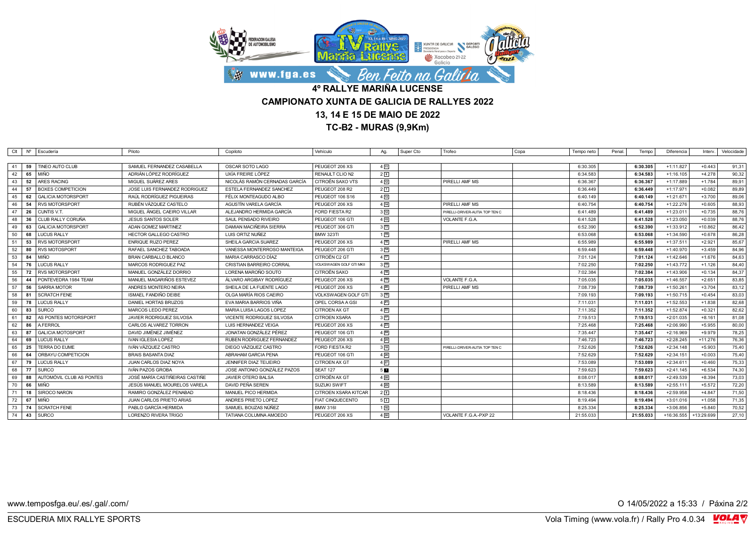# 4º RALLYE MARIÑA LUCENSE

## CAMPIONATO XUNTA DE GALICIA DE RALLYES 2022

## 13, 14 E 15 DE MAIO DE 2022

## TC-B2 - MURAS (9,9Km)

| Clt | Nº | Escudería | Piloto | Copiloto | Vehículo | Ag. | Super Cto | Trofeo | Copa | Tempo neto | Penal. | Tempo | Diferencia | Interv. | Velocidade |
|---|---|---|---|---|---|---|---|---|---|---|---|---|---|---|---|
| 41 | 59 | TINEO AUTO CLUB | SAMUEL FERNANDEZ CASABELLA | OSCAR SOTO LAGO | PEUGEOT 206 XS | 4 11 | | | | 6:30.305 | | **6:30.305** | +1:11.827 | +0.443 | 91,31 |
| 42 | 65 | MIÑO | ADRIÁN LÓPEZ RODRÍGUEZ | UXÍA FREIRE LÓPEZ | RENAULT CLIO N2 | 2 6 | | | | 6:34.583 | | **6:34.583** | +1:16.105 | +4.278 | 90,32 |
| 43 | 52 | ARES RACING | MIGUEL SUÁREZ ARES | NICOLÁS RAMÓN CERNADAS GARCÍA | CITROËN SAXO VTS | 4 12 | | PIRELLI AMF MS | | 6:36.367 | | **6:36.367** | +1:17.889 | +1.784 | 89,91 |
| 44 | 57 | BOXES COMPETICION | JOSE LUIS FERNANDEZ RODRIGUEZ | ESTELA FERNANDEZ SANCHEZ | PEUGEOT 208 R2 | 2 7 | | | | 6:36.449 | | **6:36.449** | +1:17.971 | +0.082 | 89,89 |
| 45 | 62 | GALICIA MOTORSPORT | RAÚL RODRÍGUEZ PIGUEIRAS | FÉLIX MONTEAGUDO ALBO | PEUGEOT 106 S16 | 4 13 | | | | 6:40.149 | | **6:40.149** | +1:21.671 | +3.700 | 89,06 |
| 46 | 54 | RVS MOTORSPORT | RUBÉN VÁZQUEZ CASTELO | AGUSTÍN VARELA GARCÍA | PEUGEOT 206 XS | 4 14 | | PIRELLI AMF MS | | 6:40.754 | | **6:40.754** | +1:22.276 | +0.605 | 88,93 |
| 47 | 26 | CUNTIS V.T. | MIGUEL ÁNGEL CAEIRO VILLAR | ALEJANDRO HERMIDA GARCÍA | FORD FIESTA R2 | 3 12 | | PIRELLI-DRIVER-AUTIA TOP TEN C | | 6:41.489 | | **6:41.489** | +1:23.011 | +0.735 | 88,76 |
| 48 | 36 | CLUB RALLY CORUÑA | JESUS SANTOS SOLER | SAUL PENSADO RIVEIRO | PEUGEOT 106 GTI | 4 15 | | VOLANTE F.G.A. | | 6:41.528 | | **6:41.528** | +1:23.050 | +0.039 | 88,76 |
| 49 | 63 | GALICIA MOTORSPORT | ADAN GOMEZ MARTINEZ | DAMIAN MACIÑEIRA SIERRA | PEUGEOT 306 GTI | 3 13 | | | | 6:52.390 | | **6:52.390** | +1:33.912 | +10.862 | 86,42 |
| 50 | 68 | LUCUS RALLY | HECTOR GALLEGO CASTRO | LUIS ORTIZ NUÑEZ | BMW 323TI | 1 15 | | | | 6:53.068 | | **6:53.068** | +1:34.590 | +0.678 | 86,28 |
| 51 | 53 | RVS MOTORSPORT | ENRIQUE RUZO PEREZ | SHEILA GARCIA SUAREZ | PEUGEOT 206 XS | 4 16 | | PIRELLI AMF MS | | 6:55.989 | | **6:55.989** | +1:37.511 | +2.921 | 85,67 |
| 52 | 80 | RVS MOTOSPORT | RAFAEL SANCHEZ TABOADA | VANESSA MONTERROSO MANTEIGA | PEUGEOT 206 GTI | 3 14 | | | | 6:59.448 | | **6:59.448** | +1:40.970 | +3.459 | 84,96 |
| 53 | 84 | MIÑO | BRAN CARBALLO BLANCO | MARIA CARRASCO DÍAZ | CITROËN C2 GT | 4 17 | | | | 7:01.124 | | **7:01.124** | +1:42.646 | +1.676 | 84,63 |
| 54 | 76 | LUCUS RALLY | MARCOS RODRIGUEZ PAZ | CRISTIAN BARREIRO CORRAL | VOLKSWAGEN GOLF GTI MKII | 3 15 | | | | 7:02.250 | | **7:02.250** | +1:43.772 | +1.126 | 84,40 |
| 55 | 72 | RVS MOTORSPORT | MANUEL GONZÁLEZ DORRIO | LORENA MAROÑO SOUTO | CITROËN SAXO | 4 18 | | | | 7:02.384 | | **7:02.384** | +1:43.906 | +0.134 | 84,37 |
| 56 | 44 | PONTEVEDRA 1984 TEAM | MANUEL MAGARIÑOS ESTEVEZ | ÁLVARO ARGIBAY RODRÍGUEZ | PEUGEOT 206 XS | 4 19 | | VOLANTE F.G.A. | | 7:05.035 | | **7:05.035** | +1:46.557 | +2.651 | 83,85 |
| 57 | 56 | SARRIA MOTOR | ANDRES MONTERO NEIRA | SHEILA DE LA FUENTE LAGO | PEUGEOT 206 XS | 4 20 | | PIRELLI AMF MS | | 7:08.739 | | **7:08.739** | +1:50.261 | +3.704 | 83,12 |
| 58 | 81 | SCRATCH FENE | ISMAEL FANDIÑO DEIBE | OLGA MARÍA RIOS CAEIRO | VOLKSWAGEN GOLF GTI | 3 16 | | | | 7:09.193 | | **7:09.193** | +1:50.715 | +0.454 | 83,03 |
| 59 | 78 | LUCUS RALLY | DANIEL HORTAS BRUZOS | EVA MARIA BARRIOS VIÑA | OPEL CORSA A GSI | 4 21 | | | | 7:11.031 | | **7:11.031** | +1:52.553 | +1.838 | 82,68 |
| 60 | 83 | SURCO | MARCOS LEDO PEREZ | MARIA LUISA LAGOS LOPEZ | CITROEN AX GT | 4 22 | | | | 7:11.352 | | **7:11.352** | +1:52.874 | +0.321 | 82,62 |
| 61 | 82 | AS PONTES MOTORSPORT | JAVIER RODRIGUEZ SILVOSA | VICENTE RODRIGUEZ SILVOSA | CITROEN XSARA | 3 17 | | | | 7:19.513 | | **7:19.513** | +2:01.035 | +8.161 | 81,08 |
| 62 | 86 | A.FERROL | CARLOS ALVAREZ TORRON | LUIS HERNANDEZ VEIGA | PEUGEOT 206 XS | 4 23 | | | | 7:25.468 | | **7:25.468** | +2:06.990 | +5.955 | 80,00 |
| 63 | 87 | GALICIA MOTOSPORT | DAVID JIMÉNEZ JIMÉNEZ | JONATAN GONZÁLEZ PÉREZ | PEUGEOT 106 GTI | 4 24 | | | | 7:35.447 | | **7:35.447** | +2:16.969 | +9.979 | 78,25 |
| 64 | 69 | LUCUS RALLY | IVAN IGLESIA LOPEZ | RUBEN RODRIGUEZ FERNANDEZ | PEUGEOT 206 XS | 4 25 | | | | 7:46.723 | | **7:46.723** | +2:28.245 | +11.276 | 76,36 |
| 65 | 25 | TERRA DO EUME | IVÁN VÁZQUEZ CASTRO | DIEGO VÁZQUEZ CASTRO | FORD FIESTA R2 | 3 18 | | PIRELLI-DRIVER-AUTIA TOP TEN C | | 7:52.626 | | **7:52.626** | +2:34.148 | +5.903 | 75,40 |
| 66 | 64 | ORBAYU COMPETICION | BRAIS BASANTA DIAZ | ABRAHAM GARCIA PENA | PEUGEOT 106 GTI | 4 26 | | | | 7:52.629 | | **7:52.629** | +2:34.151 | +0.003 | 75,40 |
| 67 | 79 | LUCUS RALLY | JUAN CARLOS DIAZ NOYA | JENNIFER DIAZ TEIJEIRO | CITROEN AX GT | 4 27 | | | | 7:53.089 | | **7:53.089** | +2:34.611 | +0.460 | 75,33 |
| 68 | 77 | SURCO | IVÁN PAZOS GROBA | JOSE ANTONIO GONZÁLEZ PAZOS | SEAT 127 | 5 1 | | | | 7:59.623 | | **7:59.623** | +2:41.145 | +6.534 | 74,30 |
| 69 | 88 | AUTOMÓVIL CLUB AS PONTES | JOSÉ MARÍA CASTIÑEIRAS CASTIÑE | JAVIER OTERO BALSA | CITROËN AX GT | 4 28 | | | | 8:08.017 | | **8:08.017** | +2:49.539 | +8.394 | 73,03 |
| 70 | 66 | MIÑO | JESÚS MANUEL MOURELOS VARELA | DAVID PEÑA SEREN | SUZUKI SWIFT | 4 29 | | | | 8:13.589 | | **8:13.589** | +2:55.111 | +5.572 | 72,20 |
| 71 | 18 | SIROCO NARON | RAMIRO GONZÁLEZ PENABAD | MANUEL PICO HERMIDA | CITROEN XSARA KITCAR | 2 8 | | | | 8:18.436 | | **8:18.436** | +2:59.958 | +4.847 | 71,50 |
| 72 | 67 | MIÑO | JUAN CARLOS PRIETO ARIAS | ANDRES PRIETO LOPEZ | FIAT CINQUECENTO | 5 2 | | | | 8:19.494 | | **8:19.494** | +3:01.016 | +1.058 | 71,35 |
| 73 | 74 | SCRATCH FENE | PABLO GARCÍA HERMIDA | SAMUEL BOUZAS NÚÑEZ | BMW 316I | 1 16 | | | | 8:25.334 | | **8:25.334** | +3:06.856 | +5.840 | 70,52 |
| 74 | 43 | SURCO | LORENZO RIVERA TRIGO | TATIANA COLUMNA AMOEDO | PEUGEOT 206 XS | 4 30 | | VOLANTE F.G.A.-PXP 22 | | 21:55.033 | | **21:55.033** | +16:36.555 | +13:29.699 | 27,10 |

www.temposfga.eu/.es/.gal/.com/

O 14/05/2022 a 15:33

ESCUDERIA MIX RALLYE SPORTS

Vola Timing (www.vola.fr) / Rally Pro 4.0.34